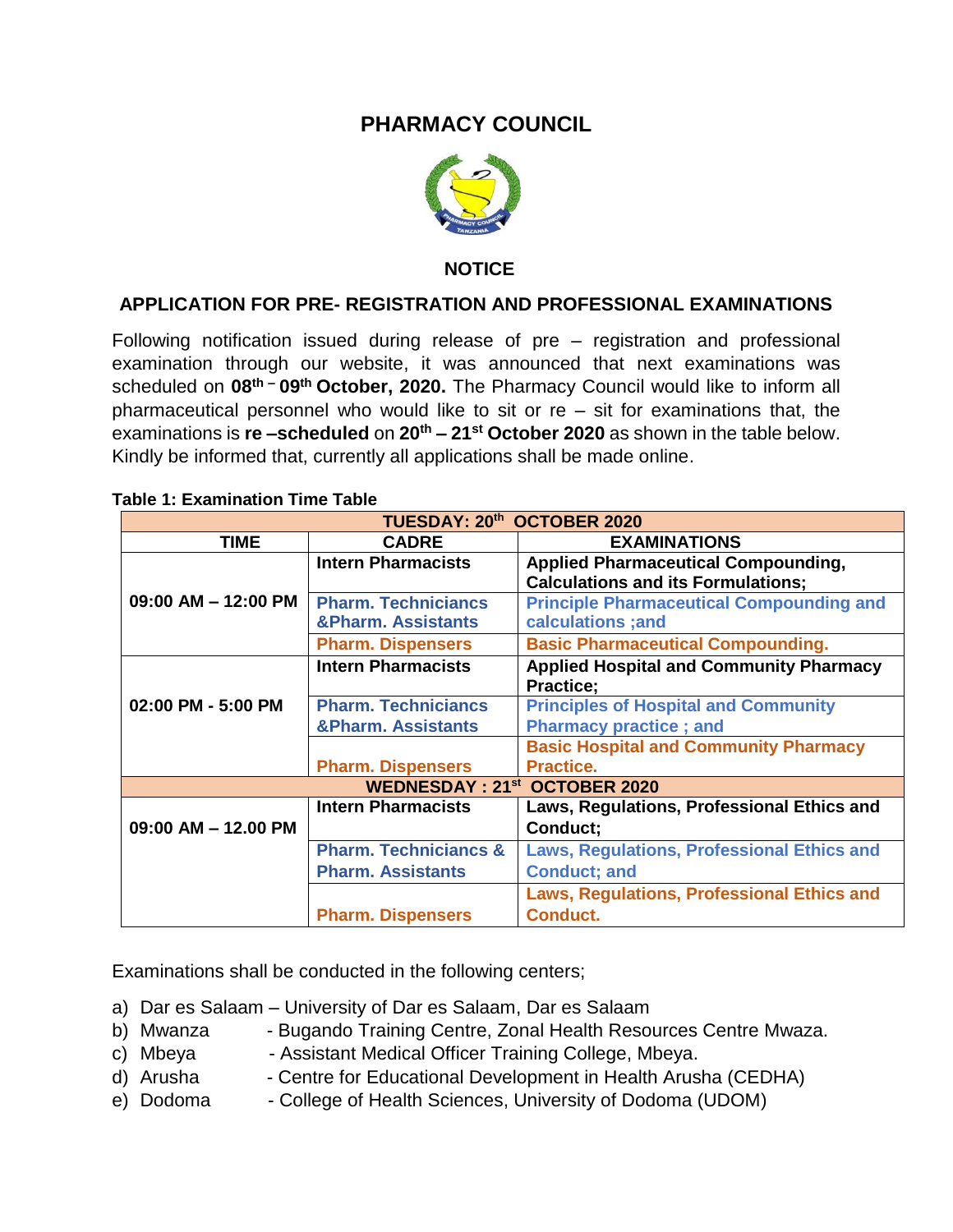# PHARMACY COUNCIL

## NOTICE

### APPLICATION FOR PRE- REGISTRATION AND PROFESSIONAL EXAMINATIONS

Following notification issued during release of pre – registration and professional examination through our website, it was announced that next examinations was scheduled on **08th – 09th October, 2020.** The Pharmacy Council would like to inform all pharmaceutical personnel who would like to sit or re – sit for examinations that, the examinations is **re –scheduled** on **20th – 21st October 2020** as shown in the table below. Kindly be informed that, currently all applications shall be made online.

**Table 1: Examination Time Table**

| **TUESDAY: 20th OCTOBER 2020** | | |
|---|---|---|
| **TIME** | **CADRE** | **EXAMINATIONS** |
| **09:00 AM – 12:00 PM** | **Intern Pharmacists** | **Applied Pharmaceutical Compounding, Calculations and its Formulations;** |
| | **Pharm. Techniciancs &Pharm. Assistants** | **Principle Pharmaceutical Compounding and calculations ;and** |
| | **Pharm. Dispensers** | **Basic Pharmaceutical Compounding.** |
| **02:00 PM - 5:00 PM** | **Intern Pharmacists** | **Applied Hospital and Community Pharmacy Practice;** |
| | **Pharm. Techniciancs &Pharm. Assistants** | **Principles of Hospital and Community Pharmacy practice ; and** |
| | **Pharm. Dispensers** | **Basic Hospital and Community Pharmacy Practice.** |
| **WEDNESDAY : 21st OCTOBER 2020** | | |
| **09:00 AM – 12.00 PM** | **Intern Pharmacists** | **Laws, Regulations, Professional Ethics and Conduct;** |
| | **Pharm. Techniciancs & Pharm. Assistants** | **Laws, Regulations, Professional Ethics and Conduct; and** |
| | **Pharm. Dispensers** | **Laws, Regulations, Professional Ethics and Conduct.** |

Examinations shall be conducted in the following centers;

a) Dar es Salaam – University of Dar es Salaam, Dar es Salaam
b) Mwanza - Bugando Training Centre, Zonal Health Resources Centre Mwaza.
c) Mbeya - Assistant Medical Officer Training College, Mbeya.
d) Arusha - Centre for Educational Development in Health Arusha (CEDHA)
e) Dodoma - College of Health Sciences, University of Dodoma (UDOM)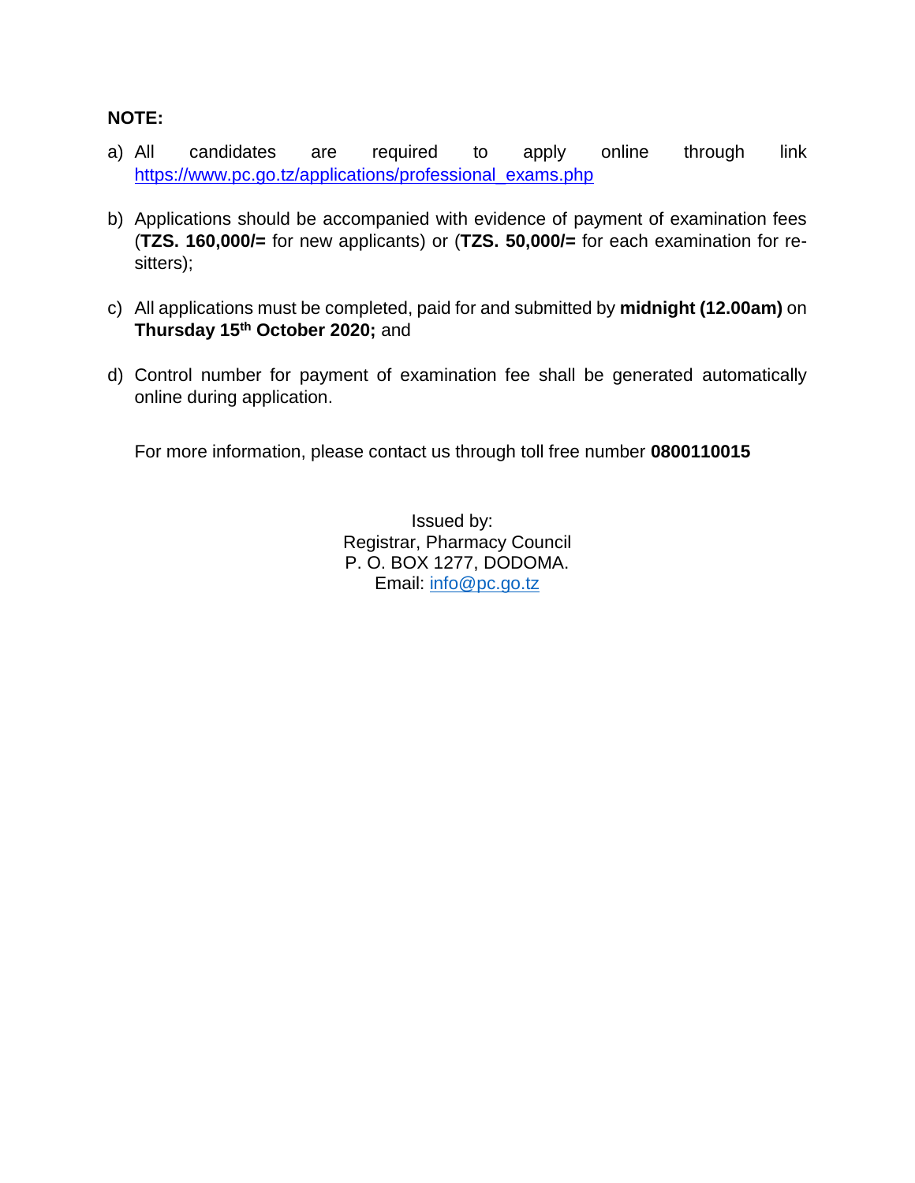**NOTE:**

a) All candidates are required to apply online through link https://www.pc.go.tz/applications/professional_exams.php

b) Applications should be accompanied with evidence of payment of examination fees (**TZS. 160,000/=** for new applicants) or (**TZS. 50,000/=** for each examination for re-sitters);

c) All applications must be completed, paid for and submitted by **midnight (12.00am)** on **Thursday 15th October 2020;** and

d) Control number for payment of examination fee shall be generated automatically online during application.

For more information, please contact us through toll free number **0800110015**

Issued by:
Registrar, Pharmacy Council
P. O. BOX 1277, DODOMA.
Email: info@pc.go.tz